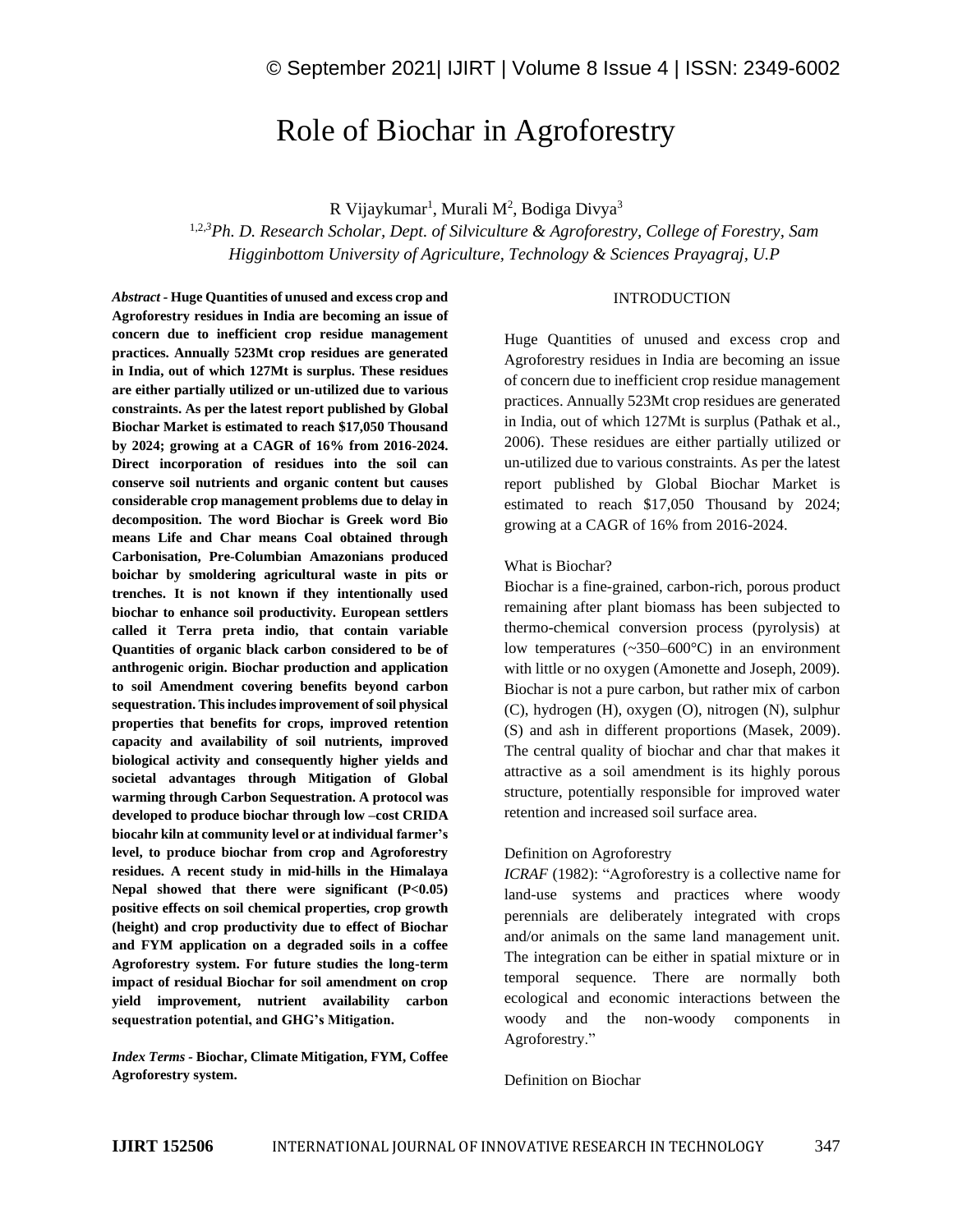# Role of Biochar in Agroforestry

R Vijaykumar[1], Murali M[2], Bodiga Divya[3]

[1,2,3]*Ph. D. Research Scholar, Dept. of Silviculture & Agroforestry, College of Forestry, Sam Higginbottom University of Agriculture, Technology & Sciences Prayagraj, U.P*

***Abstract* - Huge Quantities of unused and excess crop and Agroforestry residues in India are becoming an issue of concern due to inefficient crop residue management practices. Annually 523Mt crop residues are generated in India, out of which 127Mt is surplus. These residues are either partially utilized or un-utilized due to various constraints. As per the latest report published by Global Biochar Market is estimated to reach $17,050 Thousand by 2024; growing at a CAGR of 16% from 2016-2024. Direct incorporation of residues into the soil can conserve soil nutrients and organic content but causes considerable crop management problems due to delay in decomposition. The word Biochar is Greek word Bio means Life and Char means Coal obtained through Carbonisation, Pre-Columbian Amazonians produced boichar by smoldering agricultural waste in pits or trenches. It is not known if they intentionally used biochar to enhance soil productivity. European settlers called it Terra preta indio, that contain variable Quantities of organic black carbon considered to be of anthrogenic origin. Biochar production and application to soil Amendment covering benefits beyond carbon sequestration. This includes improvement of soil physical properties that benefits for crops, improved retention capacity and availability of soil nutrients, improved biological activity and consequently higher yields and societal advantages through Mitigation of Global warming through Carbon Sequestration. A protocol was developed to produce biochar through low –cost CRIDA biocahr kiln at community level or at individual farmer's level, to produce biochar from crop and Agroforestry residues. A recent study in mid-hills in the Himalaya Nepal showed that there were significant ($P<0.05$) positive effects on soil chemical properties, crop growth (height) and crop productivity due to effect of Biochar and FYM application on a degraded soils in a coffee Agroforestry system. For future studies the long-term impact of residual Biochar for soil amendment on crop yield improvement, nutrient availability carbon sequestration potential, and GHG's Mitigation.**

***Index Terms* - Biochar, Climate Mitigation, FYM, Coffee Agroforestry system.**

## INTRODUCTION

Huge Quantities of unused and excess crop and Agroforestry residues in India are becoming an issue of concern due to inefficient crop residue management practices. Annually 523Mt crop residues are generated in India, out of which 127Mt is surplus (Pathak et al., 2006). These residues are either partially utilized or un-utilized due to various constraints. As per the latest report published by Global Biochar Market is estimated to reach $17,050 Thousand by 2024; growing at a CAGR of 16% from 2016-2024.

### What is Biochar?

Biochar is a fine-grained, carbon-rich, porous product remaining after plant biomass has been subjected to thermo-chemical conversion process (pyrolysis) at low temperatures (~350–600°C) in an environment with little or no oxygen (Amonette and Joseph, 2009). Biochar is not a pure carbon, but rather mix of carbon (C), hydrogen (H), oxygen (O), nitrogen (N), sulphur (S) and ash in different proportions (Masek, 2009). The central quality of biochar and char that makes it attractive as a soil amendment is its highly porous structure, potentially responsible for improved water retention and increased soil surface area.

### Definition on Agroforestry

*ICRAF* (1982): "Agroforestry is a collective name for land-use systems and practices where woody perennials are deliberately integrated with crops and/or animals on the same land management unit. The integration can be either in spatial mixture or in temporal sequence. There are normally both ecological and economic interactions between the woody and the non-woody components in Agroforestry."

### Definition on Biochar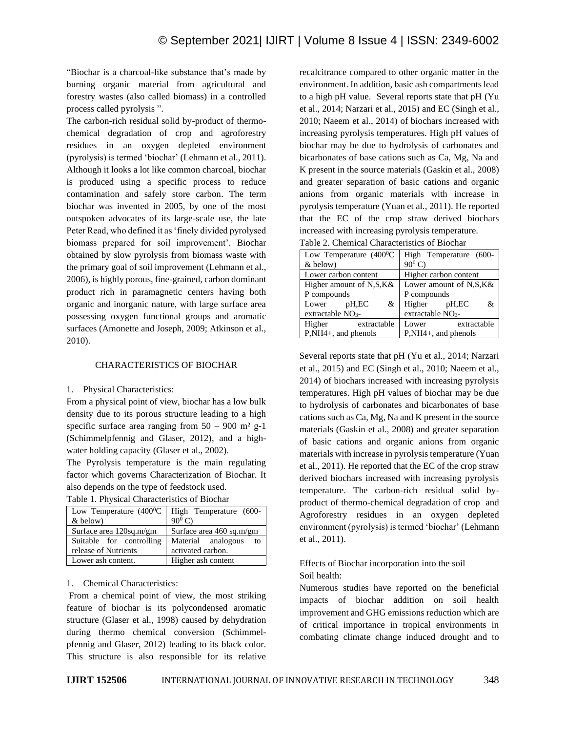"Biochar is a charcoal-like substance that's made by burning organic material from agricultural and forestry wastes (also called biomass) in a controlled process called pyrolysis ".

The carbon-rich residual solid by-product of thermo-chemical degradation of crop and agroforestry residues in an oxygen depleted environment (pyrolysis) is termed 'biochar' (Lehmann et al., 2011). Although it looks a lot like common charcoal, biochar is produced using a specific process to reduce contamination and safely store carbon. The term biochar was invented in 2005, by one of the most outspoken advocates of its large-scale use, the late Peter Read, who defined it as 'finely divided pyrolysed biomass prepared for soil improvement'. Biochar obtained by slow pyrolysis from biomass waste with the primary goal of soil improvement (Lehmann et al., 2006), is highly porous, fine-grained, carbon dominant product rich in paramagnetic centers having both organic and inorganic nature, with large surface area possessing oxygen functional groups and aromatic surfaces (Amonette and Joseph, 2009; Atkinson et al., 2010).

## CHARACTERISTICS OF BIOCHAR

1. Physical Characteristics:

From a physical point of view, biochar has a low bulk density due to its porous structure leading to a high specific surface area ranging from 50 – 900 $m^2$ g-1 (Schimmelpfennig and Glaser, 2012), and a high-water holding capacity (Glaser et al., 2002).

The Pyrolysis temperature is the main regulating factor which governs Characterization of Biochar. It also depends on the type of feedstock used.

Table 1. Physical Characteristics of Biochar

| Low Temperature ($400^0$C & below) | High Temperature (600-$90^0$ C) |
|---|---|
| Surface area 120sq.m/gm | Surface area 460 sq.m/gm |
| Suitable for controlling release of Nutrients | Material analogous to activated carbon. |
| Lower ash content. | Higher ash content |

1. Chemical Characteristics:

From a chemical point of view, the most striking feature of biochar is its polycondensed aromatic structure (Glaser et al., 1998) caused by dehydration during thermo chemical conversion (Schimmel-pfennig and Glaser, 2012) leading to its black color. This structure is also responsible for its relative recalcitrance compared to other organic matter in the environment. In addition, basic ash compartments lead to a high pH value. Several reports state that pH (Yu et al., 2014; Narzari et al., 2015) and EC (Singh et al., 2010; Naeem et al., 2014) of biochars increased with increasing pyrolysis temperatures. High pH values of biochar may be due to hydrolysis of carbonates and bicarbonates of base cations such as Ca, Mg, Na and K present in the source materials (Gaskin et al., 2008) and greater separation of basic cations and organic anions from organic materials with increase in pyrolysis temperature (Yuan et al., 2011). He reported that the EC of the crop straw derived biochars increased with increasing pyrolysis temperature.

Table 2. Chemical Characteristics of Biochar

| Low Temperature ($400^0$C & below) | High Temperature (600-$90^0$ C) |
|---|---|
| Lower carbon content | Higher carbon content |
| Higher amount of N,S,K& P compounds | Lower amount of N,S,K& P compounds |
| Lower pH,EC & extractable $NO_3$- | Higher pH,EC & extractable $NO_3$- |
| Higher extractable P,NH4+, and phenols | Lower extractable P,NH4+, and phenols |

Several reports state that pH (Yu et al., 2014; Narzari et al., 2015) and EC (Singh et al., 2010; Naeem et al., 2014) of biochars increased with increasing pyrolysis temperatures. High pH values of biochar may be due to hydrolysis of carbonates and bicarbonates of base cations such as Ca, Mg, Na and K present in the source materials (Gaskin et al., 2008) and greater separation of basic cations and organic anions from organic materials with increase in pyrolysis temperature (Yuan et al., 2011). He reported that the EC of the crop straw derived biochars increased with increasing pyrolysis temperature. The carbon-rich residual solid by-product of thermo-chemical degradation of crop and Agroforestry residues in an oxygen depleted environment (pyrolysis) is termed 'biochar' (Lehmann et al., 2011).

Effects of Biochar incorporation into the soil

Soil health:

Numerous studies have reported on the beneficial impacts of biochar addition on soil health improvement and GHG emissions reduction which are of critical importance in tropical environments in combating climate change induced drought and to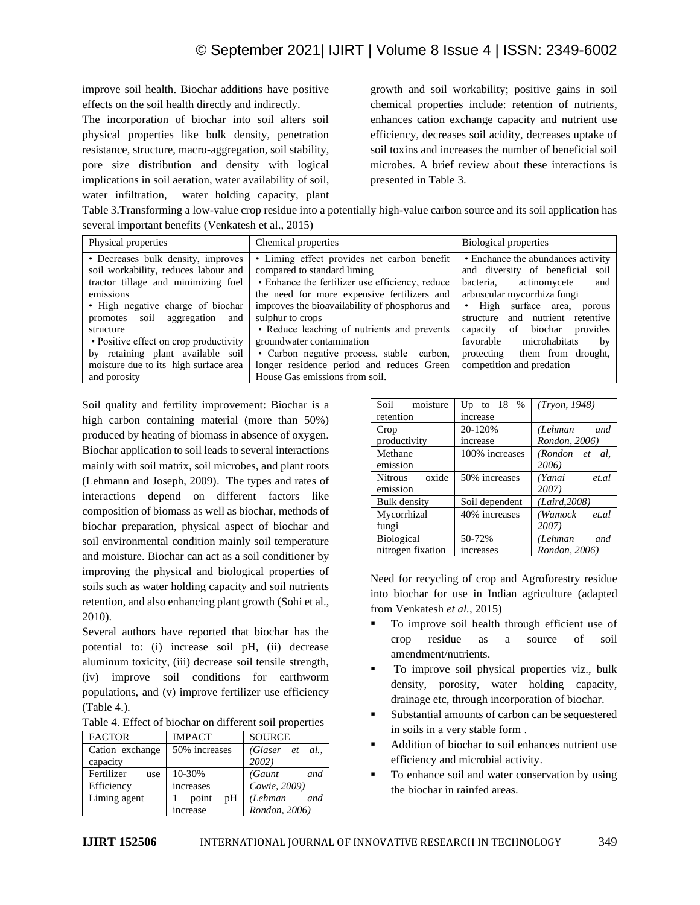improve soil health. Biochar additions have positive effects on the soil health directly and indirectly.

The incorporation of biochar into soil alters soil physical properties like bulk density, penetration resistance, structure, macro-aggregation, soil stability, pore size distribution and density with logical implications in soil aeration, water availability of soil, water infiltration, water holding capacity, plant growth and soil workability; positive gains in soil chemical properties include: retention of nutrients, enhances cation exchange capacity and nutrient use efficiency, decreases soil acidity, decreases uptake of soil toxins and increases the number of beneficial soil microbes. A brief review about these interactions is presented in Table 3.

Table 3.Transforming a low-value crop residue into a potentially high-value carbon source and its soil application has several important benefits (Venkatesh et al., 2015)

| Physical properties | Chemical properties | Biological properties |
|---|---|---|
| • Decreases bulk density, improves soil workability, reduces labour and tractor tillage and minimizing fuel emissions<br>• High negative charge of biochar promotes soil aggregation and structure<br>• Positive effect on crop productivity by retaining plant available soil moisture due to its high surface area and porosity | • Liming effect provides net carbon benefit compared to standard liming<br>• Enhance the fertilizer use efficiency, reduce the need for more expensive fertilizers and improves the bioavailability of phosphorus and sulphur to crops<br>• Reduce leaching of nutrients and prevents groundwater contamination<br>• Carbon negative process, stable carbon, longer residence period and reduces Green House Gas emissions from soil. | • Enchance the abundances activity and diversity of beneficial soil bacteria, actinomycete and arbuscular mycorrhiza fungi<br>• High surface area, porous structure and nutrient retentive capacity of biochar provides favorable microhabitats by protecting them from drought, competition and predation |

Soil quality and fertility improvement: Biochar is a high carbon containing material (more than 50%) produced by heating of biomass in absence of oxygen. Biochar application to soil leads to several interactions mainly with soil matrix, soil microbes, and plant roots (Lehmann and Joseph, 2009). The types and rates of interactions depend on different factors like composition of biomass as well as biochar, methods of biochar preparation, physical aspect of biochar and soil environmental condition mainly soil temperature and moisture. Biochar can act as a soil conditioner by improving the physical and biological properties of soils such as water holding capacity and soil nutrients retention, and also enhancing plant growth (Sohi et al., 2010).

Several authors have reported that biochar has the potential to: (i) increase soil pH, (ii) decrease aluminum toxicity, (iii) decrease soil tensile strength, (iv) improve soil conditions for earthworm populations, and (v) improve fertilizer use efficiency (Table 4.).

Table 4. Effect of biochar on different soil properties

| FACTOR | IMPACT | SOURCE |
|---|---|---|
| Cation exchange capacity | 50% increases | *(Glaser et al., 2002)* |
| Fertilizer use Efficiency | 10-30% increases | *(Gaunt and Cowie, 2009)* |
| Liming agent | 1 point pH increase | *(Lehman and Rondon, 2006)* |
| Soil moisture retention | Up to 18 % increase | *(Tryon, 1948)* |
| Crop productivity | 20-120% increase | *(Lehman and Rondon, 2006)* |
| Methane emission | 100% increases | *(Rondon et al, 2006)* |
| Nitrous oxide emission | 50% increases | *(Yanai et.al 2007)* |
| Bulk density | Soil dependent | *(Laird,2008)* |
| Mycorrhizal fungi | 40% increases | *(Wamock et.al 2007)* |
| Biological nitrogen fixation | 50-72% increases | *(Lehman and Rondon, 2006)* |

Need for recycling of crop and Agroforestry residue into biochar for use in Indian agriculture (adapted from Venkatesh *et al.*, 2015)

- To improve soil health through efficient use of crop residue as a source of soil amendment/nutrients.
- To improve soil physical properties viz., bulk density, porosity, water holding capacity, drainage etc, through incorporation of biochar.
- Substantial amounts of carbon can be sequestered in soils in a very stable form .
- Addition of biochar to soil enhances nutrient use efficiency and microbial activity.
- To enhance soil and water conservation by using the biochar in rainfed areas.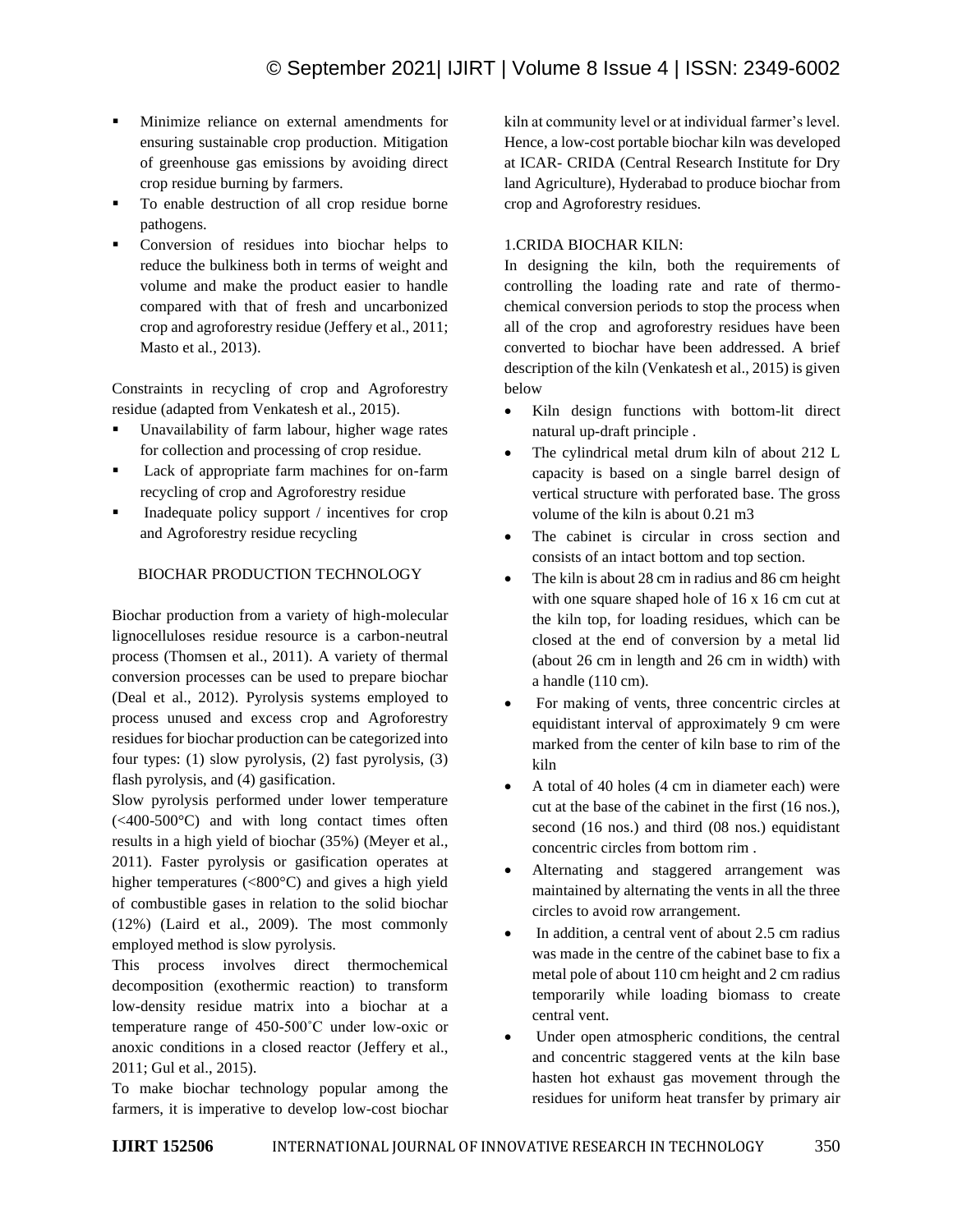- Minimize reliance on external amendments for ensuring sustainable crop production. Mitigation of greenhouse gas emissions by avoiding direct crop residue burning by farmers.
- To enable destruction of all crop residue borne pathogens.
- Conversion of residues into biochar helps to reduce the bulkiness both in terms of weight and volume and make the product easier to handle compared with that of fresh and uncarbonized crop and agroforestry residue (Jeffery et al., 2011; Masto et al., 2013).

Constraints in recycling of crop and Agroforestry residue (adapted from Venkatesh et al., 2015).

- Unavailability of farm labour, higher wage rates for collection and processing of crop residue.
- Lack of appropriate farm machines for on-farm recycling of crop and Agroforestry residue
- Inadequate policy support / incentives for crop and Agroforestry residue recycling

## BIOCHAR PRODUCTION TECHNOLOGY

Biochar production from a variety of high-molecular lignocelluloses residue resource is a carbon-neutral process (Thomsen et al., 2011). A variety of thermal conversion processes can be used to prepare biochar (Deal et al., 2012). Pyrolysis systems employed to process unused and excess crop and Agroforestry residues for biochar production can be categorized into four types: (1) slow pyrolysis, (2) fast pyrolysis, (3) flash pyrolysis, and (4) gasification.

Slow pyrolysis performed under lower temperature (<400-500°C) and with long contact times often results in a high yield of biochar (35%) (Meyer et al., 2011). Faster pyrolysis or gasification operates at higher temperatures (<800°C) and gives a high yield of combustible gases in relation to the solid biochar (12%) (Laird et al., 2009). The most commonly employed method is slow pyrolysis.

This process involves direct thermochemical decomposition (exothermic reaction) to transform low-density residue matrix into a biochar at a temperature range of 450-500˚C under low-oxic or anoxic conditions in a closed reactor (Jeffery et al., 2011; Gul et al., 2015).

To make biochar technology popular among the farmers, it is imperative to develop low-cost biochar kiln at community level or at individual farmer's level. Hence, a low-cost portable biochar kiln was developed at ICAR- CRIDA (Central Research Institute for Dry land Agriculture), Hyderabad to produce biochar from crop and Agroforestry residues.

### 1.CRIDA BIOCHAR KILN:

In designing the kiln, both the requirements of controlling the loading rate and rate of thermo-chemical conversion periods to stop the process when all of the crop and agroforestry residues have been converted to biochar have been addressed. A brief description of the kiln (Venkatesh et al., 2015) is given below

- Kiln design functions with bottom-lit direct natural up-draft principle .
- The cylindrical metal drum kiln of about 212 L capacity is based on a single barrel design of vertical structure with perforated base. The gross volume of the kiln is about 0.21 m3
- The cabinet is circular in cross section and consists of an intact bottom and top section.
- The kiln is about 28 cm in radius and 86 cm height with one square shaped hole of 16 x 16 cm cut at the kiln top, for loading residues, which can be closed at the end of conversion by a metal lid (about 26 cm in length and 26 cm in width) with a handle (110 cm).
- For making of vents, three concentric circles at equidistant interval of approximately 9 cm were marked from the center of kiln base to rim of the kiln
- A total of 40 holes (4 cm in diameter each) were cut at the base of the cabinet in the first (16 nos.), second (16 nos.) and third (08 nos.) equidistant concentric circles from bottom rim .
- Alternating and staggered arrangement was maintained by alternating the vents in all the three circles to avoid row arrangement.
- In addition, a central vent of about 2.5 cm radius was made in the centre of the cabinet base to fix a metal pole of about 110 cm height and 2 cm radius temporarily while loading biomass to create central vent.
- Under open atmospheric conditions, the central and concentric staggered vents at the kiln base hasten hot exhaust gas movement through the residues for uniform heat transfer by primary air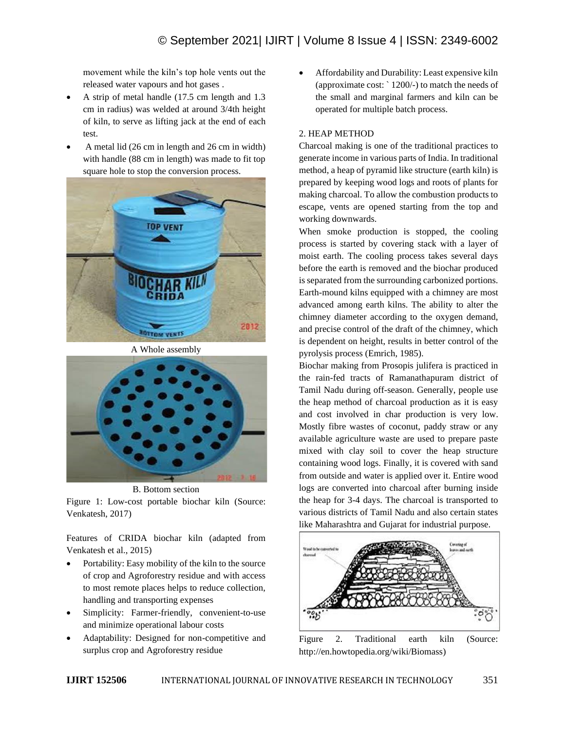movement while the kiln's top hole vents out the released water vapours and hot gases .

- A strip of metal handle (17.5 cm length and 1.3 cm in radius) was welded at around 3/4th height of kiln, to serve as lifting jack at the end of each test.
- A metal lid (26 cm in length and 26 cm in width) with handle (88 cm in length) was made to fit top square hole to stop the conversion process.

A Whole assembly

B. Bottom section

Figure 1: Low-cost portable biochar kiln (Source: Venkatesh, 2017)

Features of CRIDA biochar kiln (adapted from Venkatesh et al., 2015)

- Portability: Easy mobility of the kiln to the source of crop and Agroforestry residue and with access to most remote places helps to reduce collection, handling and transporting expenses
- Simplicity: Farmer-friendly, convenient-to-use and minimize operational labour costs
- Adaptability: Designed for non-competitive and surplus crop and Agroforestry residue
- Affordability and Durability: Least expensive kiln (approximate cost: ` 1200/-) to match the needs of the small and marginal farmers and kiln can be operated for multiple batch process.

## 2. HEAP METHOD

Charcoal making is one of the traditional practices to generate income in various parts of India. In traditional method, a heap of pyramid like structure (earth kiln) is prepared by keeping wood logs and roots of plants for making charcoal. To allow the combustion products to escape, vents are opened starting from the top and working downwards.

When smoke production is stopped, the cooling process is started by covering stack with a layer of moist earth. The cooling process takes several days before the earth is removed and the biochar produced is separated from the surrounding carbonized portions. Earth-mound kilns equipped with a chimney are most advanced among earth kilns. The ability to alter the chimney diameter according to the oxygen demand, and precise control of the draft of the chimney, which is dependent on height, results in better control of the pyrolysis process (Emrich, 1985).

Biochar making from Prosopis julifera is practiced in the rain-fed tracts of Ramanathapuram district of Tamil Nadu during off-season. Generally, people use the heap method of charcoal production as it is easy and cost involved in char production is very low. Mostly fibre wastes of coconut, paddy straw or any available agriculture waste are used to prepare paste mixed with clay soil to cover the heap structure containing wood logs. Finally, it is covered with sand from outside and water is applied over it. Entire wood logs are converted into charcoal after burning inside the heap for 3-4 days. The charcoal is transported to various districts of Tamil Nadu and also certain states like Maharashtra and Gujarat for industrial purpose.

Figure 2. Traditional earth kiln (Source: http://en.howtopedia.org/wiki/Biomass)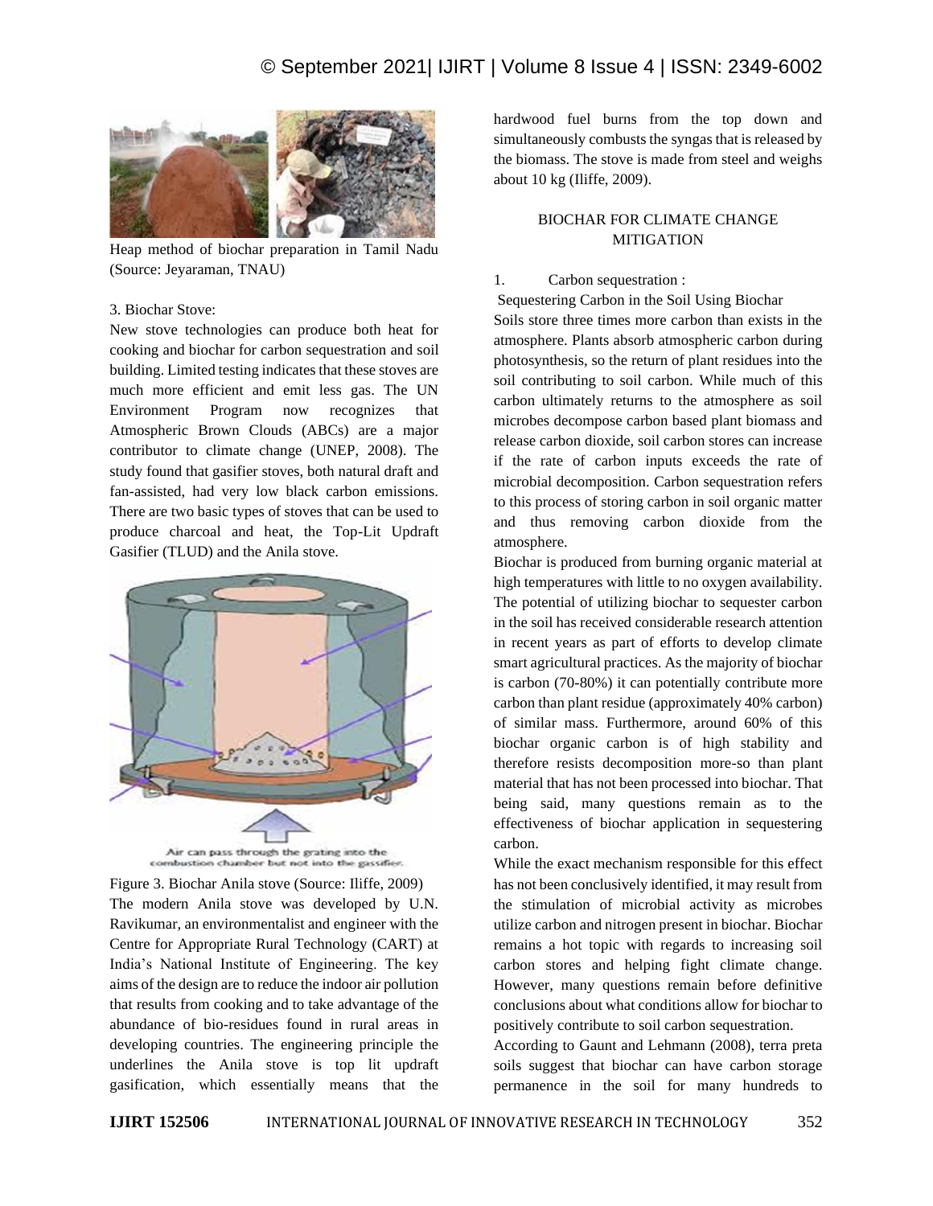Heap method of biochar preparation in Tamil Nadu (Source: Jeyaraman, TNAU)

3. Biochar Stove:

New stove technologies can produce both heat for cooking and biochar for carbon sequestration and soil building. Limited testing indicates that these stoves are much more efficient and emit less gas. The UN Environment Program now recognizes that Atmospheric Brown Clouds (ABCs) are a major contributor to climate change (UNEP, 2008). The study found that gasifier stoves, both natural draft and fan-assisted, had very low black carbon emissions. There are two basic types of stoves that can be used to produce charcoal and heat, the Top-Lit Updraft Gasifier (TLUD) and the Anila stove.

Air can pass through the grating into the combustion chamber but not into the gassifier.

Figure 3. Biochar Anila stove (Source: Iliffe, 2009)

The modern Anila stove was developed by U.N. Ravikumar, an environmentalist and engineer with the Centre for Appropriate Rural Technology (CART) at India's National Institute of Engineering. The key aims of the design are to reduce the indoor air pollution that results from cooking and to take advantage of the abundance of bio-residues found in rural areas in developing countries. The engineering principle the underlines the Anila stove is top lit updraft gasification, which essentially means that the hardwood fuel burns from the top down and simultaneously combusts the syngas that is released by the biomass. The stove is made from steel and weighs about 10 kg (Iliffe, 2009).

## BIOCHAR FOR CLIMATE CHANGE MITIGATION

1. Carbon sequestration :

Sequestering Carbon in the Soil Using Biochar

Soils store three times more carbon than exists in the atmosphere. Plants absorb atmospheric carbon during photosynthesis, so the return of plant residues into the soil contributing to soil carbon. While much of this carbon ultimately returns to the atmosphere as soil microbes decompose carbon based plant biomass and release carbon dioxide, soil carbon stores can increase if the rate of carbon inputs exceeds the rate of microbial decomposition. Carbon sequestration refers to this process of storing carbon in soil organic matter and thus removing carbon dioxide from the atmosphere.

Biochar is produced from burning organic material at high temperatures with little to no oxygen availability. The potential of utilizing biochar to sequester carbon in the soil has received considerable research attention in recent years as part of efforts to develop climate smart agricultural practices. As the majority of biochar is carbon (70-80%) it can potentially contribute more carbon than plant residue (approximately 40% carbon) of similar mass. Furthermore, around 60% of this biochar organic carbon is of high stability and therefore resists decomposition more-so than plant material that has not been processed into biochar. That being said, many questions remain as to the effectiveness of biochar application in sequestering carbon.

While the exact mechanism responsible for this effect has not been conclusively identified, it may result from the stimulation of microbial activity as microbes utilize carbon and nitrogen present in biochar. Biochar remains a hot topic with regards to increasing soil carbon stores and helping fight climate change. However, many questions remain before definitive conclusions about what conditions allow for biochar to positively contribute to soil carbon sequestration.

According to Gaunt and Lehmann (2008), terra preta soils suggest that biochar can have carbon storage permanence in the soil for many hundreds to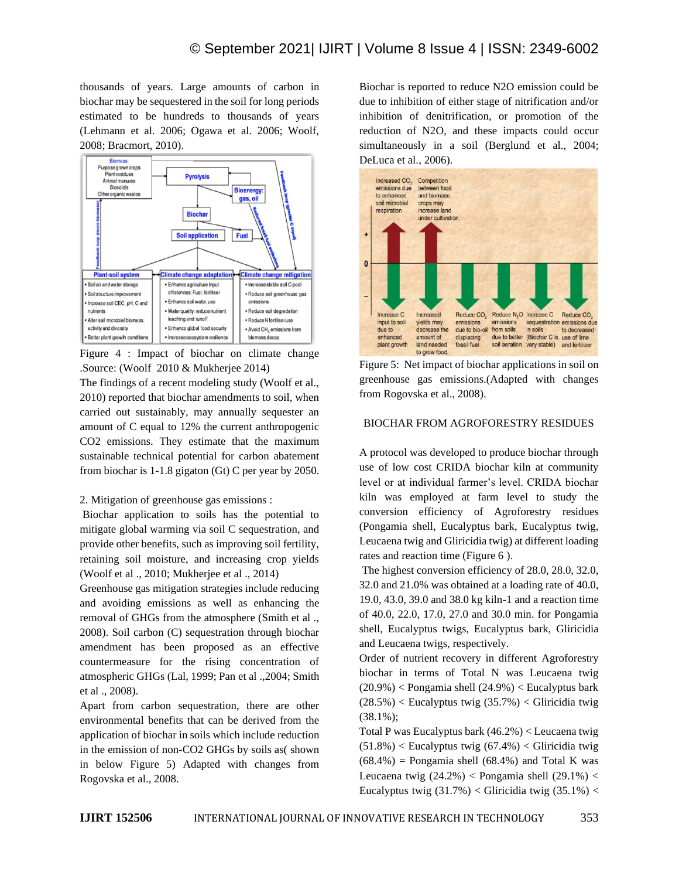thousands of years. Large amounts of carbon in biochar may be sequestered in the soil for long periods estimated to be hundreds to thousands of years (Lehmann et al. 2006; Ogawa et al. 2006; Woolf, 2008; Bracmort, 2010).

Figure 4 : Impact of biochar on climate change .Source: (Woolf 2010 & Mukherjee 2014)

The findings of a recent modeling study (Woolf et al., 2010) reported that biochar amendments to soil, when carried out sustainably, may annually sequester an amount of C equal to 12% the current anthropogenic CO2 emissions. They estimate that the maximum sustainable technical potential for carbon abatement from biochar is 1-1.8 gigaton (Gt) C per year by 2050.

2. Mitigation of greenhouse gas emissions :

Biochar application to soils has the potential to mitigate global warming via soil C sequestration, and provide other benefits, such as improving soil fertility, retaining soil moisture, and increasing crop yields (Woolf et al ., 2010; Mukherjee et al ., 2014)

Greenhouse gas mitigation strategies include reducing and avoiding emissions as well as enhancing the removal of GHGs from the atmosphere (Smith et al ., 2008). Soil carbon (C) sequestration through biochar amendment has been proposed as an effective countermeasure for the rising concentration of atmospheric GHGs (Lal, 1999; Pan et al .,2004; Smith et al ., 2008).

Apart from carbon sequestration, there are other environmental benefits that can be derived from the application of biochar in soils which include reduction in the emission of non-CO2 GHGs by soils as( shown in below Figure 5) Adapted with changes from Rogovska et al., 2008.

Biochar is reported to reduce N2O emission could be due to inhibition of either stage of nitrification and/or inhibition of denitrification, or promotion of the reduction of N2O, and these impacts could occur simultaneously in a soil (Berglund et al., 2004; DeLuca et al., 2006).

Figure 5: Net impact of biochar applications in soil on greenhouse gas emissions.(Adapted with changes from Rogovska et al., 2008).

## BIOCHAR FROM AGROFORESTRY RESIDUES

A protocol was developed to produce biochar through use of low cost CRIDA biochar kiln at community level or at individual farmer's level. CRIDA biochar kiln was employed at farm level to study the conversion efficiency of Agroforestry residues (Pongamia shell, Eucalyptus bark, Eucalyptus twig, Leucaena twig and Gliricidia twig) at different loading rates and reaction time (Figure 6 ).

The highest conversion efficiency of 28.0, 28.0, 32.0, 32.0 and 21.0% was obtained at a loading rate of 40.0, 19.0, 43.0, 39.0 and 38.0 kg kiln-1 and a reaction time of 40.0, 22.0, 17.0, 27.0 and 30.0 min. for Pongamia shell, Eucalyptus twigs, Eucalyptus bark, Gliricidia and Leucaena twigs, respectively.

Order of nutrient recovery in different Agroforestry biochar in terms of Total N was Leucaena twig (20.9%) < Pongamia shell (24.9%) < Eucalyptus bark (28.5%) < Eucalyptus twig (35.7%) < Gliricidia twig (38.1%);

Total P was Eucalyptus bark (46.2%) < Leucaena twig (51.8%) < Eucalyptus twig (67.4%) < Gliricidia twig (68.4%) = Pongamia shell (68.4%) and Total K was Leucaena twig (24.2%) < Pongamia shell (29.1%) < Eucalyptus twig (31.7%) < Gliricidia twig (35.1%) <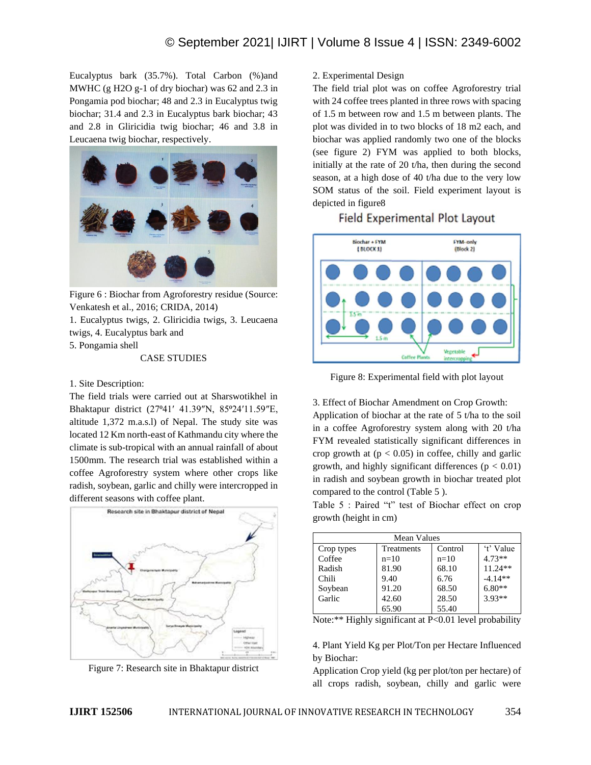Eucalyptus bark (35.7%). Total Carbon (%)and MWHC (g H2O g-1 of dry biochar) was 62 and 2.3 in Pongamia pod biochar; 48 and 2.3 in Eucalyptus twig biochar; 31.4 and 2.3 in Eucalyptus bark biochar; 43 and 2.8 in Gliricidia twig biochar; 46 and 3.8 in Leucaena twig biochar, respectively.

Figure 6 : Biochar from Agroforestry residue (Source: Venkatesh et al., 2016; CRIDA, 2014)

1. Eucalyptus twigs, 2. Gliricidia twigs, 3. Leucaena twigs, 4. Eucalyptus bark and
5. Pongamia shell

## CASE STUDIES

1. Site Description:

The field trials were carried out at Sharswotikhel in Bhaktapur district (27⁰41′ 41.39″N, 85⁰24′11.59″E, altitude 1,372 m.a.s.l) of Nepal. The study site was located 12 Km north-east of Kathmandu city where the climate is sub-tropical with an annual rainfall of about 1500mm. The research trial was established within a coffee Agroforestry system where other crops like radish, soybean, garlic and chilly were intercropped in different seasons with coffee plant.

Figure 7: Research site in Bhaktapur district

2. Experimental Design

The field trial plot was on coffee Agroforestry trial with 24 coffee trees planted in three rows with spacing of 1.5 m between row and 1.5 m between plants. The plot was divided in to two blocks of 18 m2 each, and biochar was applied randomly two one of the blocks (see figure 2) FYM was applied to both blocks, initially at the rate of 20 t/ha, then during the second season, at a high dose of 40 t/ha due to the very low SOM status of the soil. Field experiment layout is depicted in figure8

Figure 8: Experimental field with plot layout

3. Effect of Biochar Amendment on Crop Growth:

Application of biochar at the rate of 5 t/ha to the soil in a coffee Agroforestry system along with 20 t/ha FYM revealed statistically significant differences in crop growth at ($p < 0.05$) in coffee, chilly and garlic growth, and highly significant differences ($p < 0.01$) in radish and soybean growth in biochar treated plot compared to the control (Table 5 ).

Table 5 : Paired "t" test of Biochar effect on crop growth (height in cm)

| Mean Values | | | |
|---|---|---|---|
| Crop types | Treatments | Control | 't' Value |
| Coffee | n=10 | n=10 | 4.73** |
| Radish | 81.90 | 68.10 | 11.24** |
| Chili | 9.40 | 6.76 | -4.14** |
| Soybean | 91.20 | 68.50 | 6.80** |
| Garlic | 42.60 | 28.50 | 3.93** |
| | 65.90 | 55.40 | |

Note:** Highly significant at P<0.01 level probability

4. Plant Yield Kg per Plot/Ton per Hectare Influenced by Biochar:

Application Crop yield (kg per plot/ton per hectare) of all crops radish, soybean, chilly and garlic were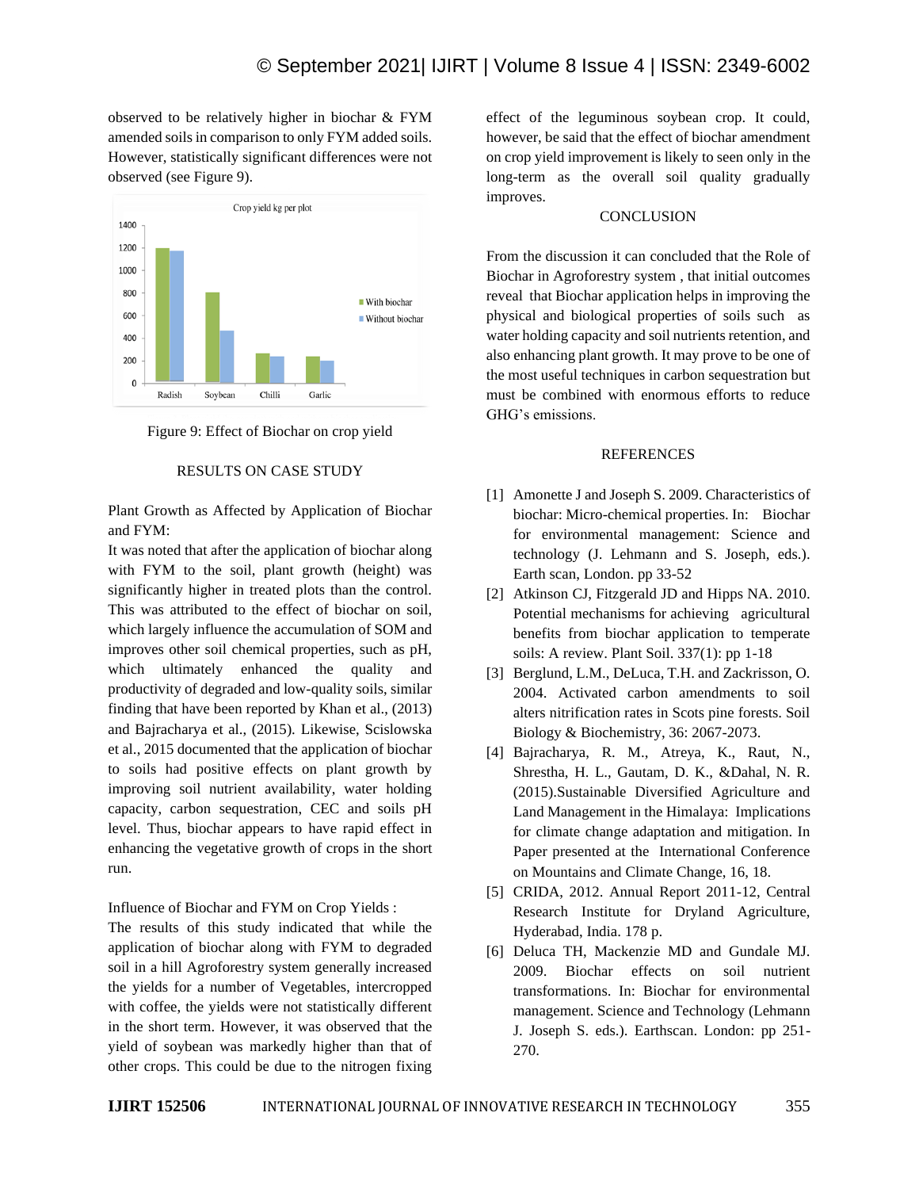observed to be relatively higher in biochar & FYM amended soils in comparison to only FYM added soils. However, statistically significant differences were not observed (see Figure 9).

Figure 9: Effect of Biochar on crop yield

## RESULTS ON CASE STUDY

Plant Growth as Affected by Application of Biochar and FYM:

It was noted that after the application of biochar along with FYM to the soil, plant growth (height) was significantly higher in treated plots than the control. This was attributed to the effect of biochar on soil, which largely influence the accumulation of SOM and improves other soil chemical properties, such as pH, which ultimately enhanced the quality and productivity of degraded and low-quality soils, similar finding that have been reported by Khan et al., (2013) and Bajracharya et al., (2015). Likewise, Scislowska et al., 2015 documented that the application of biochar to soils had positive effects on plant growth by improving soil nutrient availability, water holding capacity, carbon sequestration, CEC and soils pH level. Thus, biochar appears to have rapid effect in enhancing the vegetative growth of crops in the short run.

Influence of Biochar and FYM on Crop Yields :

The results of this study indicated that while the application of biochar along with FYM to degraded soil in a hill Agroforestry system generally increased the yields for a number of Vegetables, intercropped with coffee, the yields were not statistically different in the short term. However, it was observed that the yield of soybean was markedly higher than that of other crops. This could be due to the nitrogen fixing effect of the leguminous soybean crop. It could, however, be said that the effect of biochar amendment on crop yield improvement is likely to seen only in the long-term as the overall soil quality gradually improves.

## CONCLUSION

From the discussion it can concluded that the Role of Biochar in Agroforestry system , that initial outcomes reveal that Biochar application helps in improving the physical and biological properties of soils such as water holding capacity and soil nutrients retention, and also enhancing plant growth. It may prove to be one of the most useful techniques in carbon sequestration but must be combined with enormous efforts to reduce GHG's emissions.

## REFERENCES

[1] Amonette J and Joseph S. 2009. Characteristics of biochar: Micro-chemical properties. In: Biochar for environmental management: Science and technology (J. Lehmann and S. Joseph, eds.). Earth scan, London. pp 33-52

[2] Atkinson CJ, Fitzgerald JD and Hipps NA. 2010. Potential mechanisms for achieving agricultural benefits from biochar application to temperate soils: A review. Plant Soil. 337(1): pp 1-18

[3] Berglund, L.M., DeLuca, T.H. and Zackrisson, O. 2004. Activated carbon amendments to soil alters nitrification rates in Scots pine forests. Soil Biology & Biochemistry, 36: 2067-2073.

[4] Bajracharya, R. M., Atreya, K., Raut, N., Shrestha, H. L., Gautam, D. K., &Dahal, N. R. (2015).Sustainable Diversified Agriculture and Land Management in the Himalaya: Implications for climate change adaptation and mitigation. In Paper presented at the International Conference on Mountains and Climate Change, 16, 18.

[5] CRIDA, 2012. Annual Report 2011-12, Central Research Institute for Dryland Agriculture, Hyderabad, India. 178 p.

[6] Deluca TH, Mackenzie MD and Gundale MJ. 2009. Biochar effects on soil nutrient transformations. In: Biochar for environmental management. Science and Technology (Lehmann J. Joseph S. eds.). Earthscan. London: pp 251-270.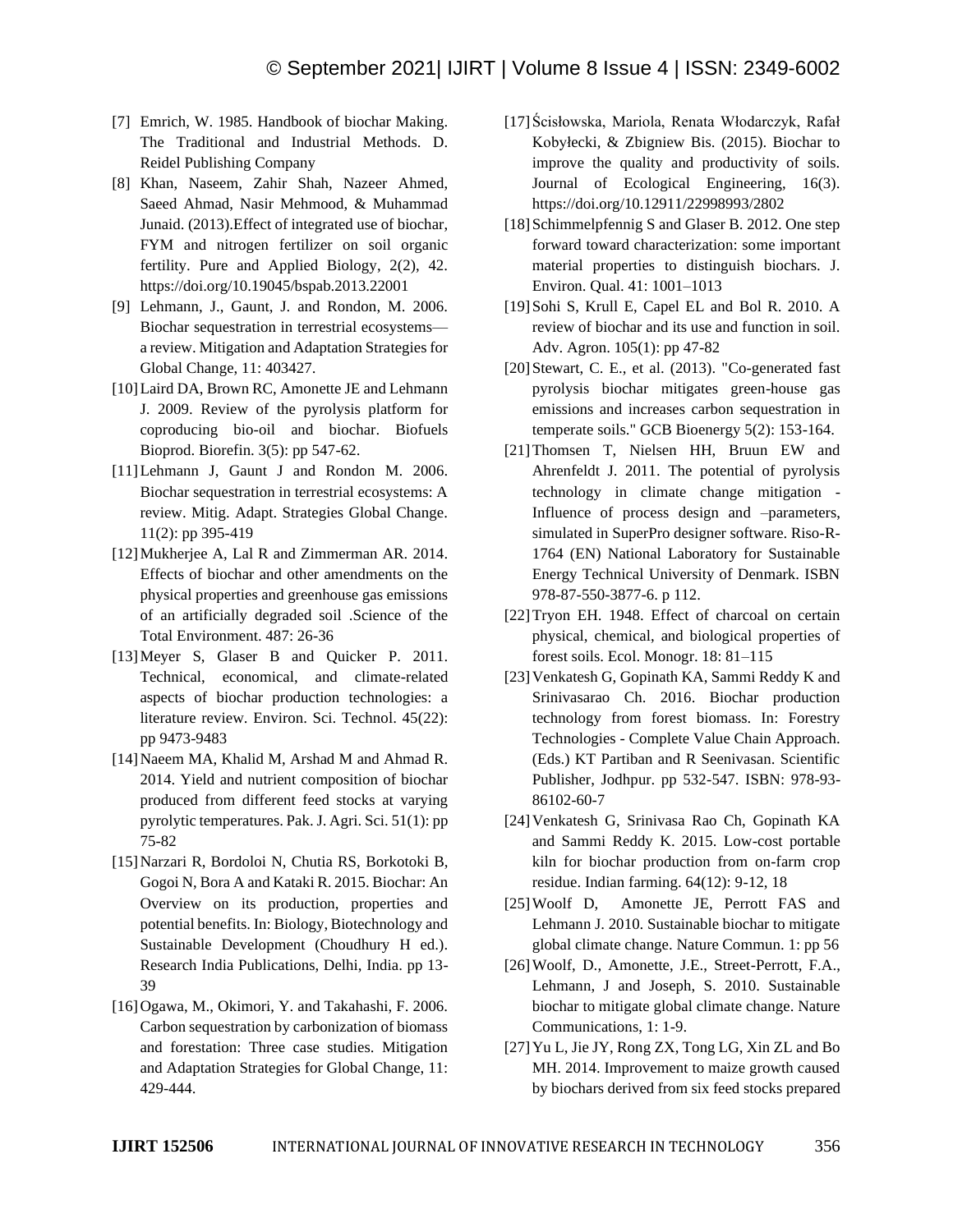[7] Emrich, W. 1985. Handbook of biochar Making. The Traditional and Industrial Methods. D. Reidel Publishing Company

[8] Khan, Naseem, Zahir Shah, Nazeer Ahmed, Saeed Ahmad, Nasir Mehmood, & Muhammad Junaid. (2013).Effect of integrated use of biochar, FYM and nitrogen fertilizer on soil organic fertility. Pure and Applied Biology, 2(2), 42. https://doi.org/10.19045/bspab.2013.22001

[9] Lehmann, J., Gaunt, J. and Rondon, M. 2006. Biochar sequestration in terrestrial ecosystems—a review. Mitigation and Adaptation Strategies for Global Change, 11: 403427.

[10] Laird DA, Brown RC, Amonette JE and Lehmann J. 2009. Review of the pyrolysis platform for coproducing bio-oil and biochar. Biofuels Bioprod. Biorefin. 3(5): pp 547-62.

[11] Lehmann J, Gaunt J and Rondon M. 2006. Biochar sequestration in terrestrial ecosystems: A review. Mitig. Adapt. Strategies Global Change. 11(2): pp 395-419

[12] Mukherjee A, Lal R and Zimmerman AR. 2014. Effects of biochar and other amendments on the physical properties and greenhouse gas emissions of an artificially degraded soil .Science of the Total Environment. 487: 26-36

[13] Meyer S, Glaser B and Quicker P. 2011. Technical, economical, and climate-related aspects of biochar production technologies: a literature review. Environ. Sci. Technol. 45(22): pp 9473-9483

[14] Naeem MA, Khalid M, Arshad M and Ahmad R. 2014. Yield and nutrient composition of biochar produced from different feed stocks at varying pyrolytic temperatures. Pak. J. Agri. Sci. 51(1): pp 75-82

[15] Narzari R, Bordoloi N, Chutia RS, Borkotoki B, Gogoi N, Bora A and Kataki R. 2015. Biochar: An Overview on its production, properties and potential benefits. In: Biology, Biotechnology and Sustainable Development (Choudhury H ed.). Research India Publications, Delhi, India. pp 13-39

[16] Ogawa, M., Okimori, Y. and Takahashi, F. 2006. Carbon sequestration by carbonization of biomass and forestation: Three case studies. Mitigation and Adaptation Strategies for Global Change, 11: 429-444.

[17] Ścisłowska, Mariola, Renata Włodarczyk, Rafał Kobyłecki, & Zbigniew Bis. (2015). Biochar to improve the quality and productivity of soils. Journal of Ecological Engineering, 16(3). https://doi.org/10.12911/22998993/2802

[18] Schimmelpfennig S and Glaser B. 2012. One step forward toward characterization: some important material properties to distinguish biochars. J. Environ. Qual. 41: 1001–1013

[19] Sohi S, Krull E, Capel EL and Bol R. 2010. A review of biochar and its use and function in soil. Adv. Agron. 105(1): pp 47-82

[20] Stewart, C. E., et al. (2013). "Co-generated fast pyrolysis biochar mitigates green-house gas emissions and increases carbon sequestration in temperate soils." GCB Bioenergy 5(2): 153-164.

[21] Thomsen T, Nielsen HH, Bruun EW and Ahrenfeldt J. 2011. The potential of pyrolysis technology in climate change mitigation - Influence of process design and –parameters, simulated in SuperPro designer software. Riso-R-1764 (EN) National Laboratory for Sustainable Energy Technical University of Denmark. ISBN 978-87-550-3877-6. p 112.

[22] Tryon EH. 1948. Effect of charcoal on certain physical, chemical, and biological properties of forest soils. Ecol. Monogr. 18: 81–115

[23] Venkatesh G, Gopinath KA, Sammi Reddy K and Srinivasarao Ch. 2016. Biochar production technology from forest biomass. In: Forestry Technologies - Complete Value Chain Approach. (Eds.) KT Partiban and R Seenivasan. Scientific Publisher, Jodhpur. pp 532-547. ISBN: 978-93-86102-60-7

[24] Venkatesh G, Srinivasa Rao Ch, Gopinath KA and Sammi Reddy K. 2015. Low-cost portable kiln for biochar production from on-farm crop residue. Indian farming. 64(12): 9-12, 18

[25] Woolf D, Amonette JE, Perrott FAS and Lehmann J. 2010. Sustainable biochar to mitigate global climate change. Nature Commun. 1: pp 56

[26] Woolf, D., Amonette, J.E., Street-Perrott, F.A., Lehmann, J and Joseph, S. 2010. Sustainable biochar to mitigate global climate change. Nature Communications, 1: 1-9.

[27] Yu L, Jie JY, Rong ZX, Tong LG, Xin ZL and Bo MH. 2014. Improvement to maize growth caused by biochars derived from six feed stocks prepared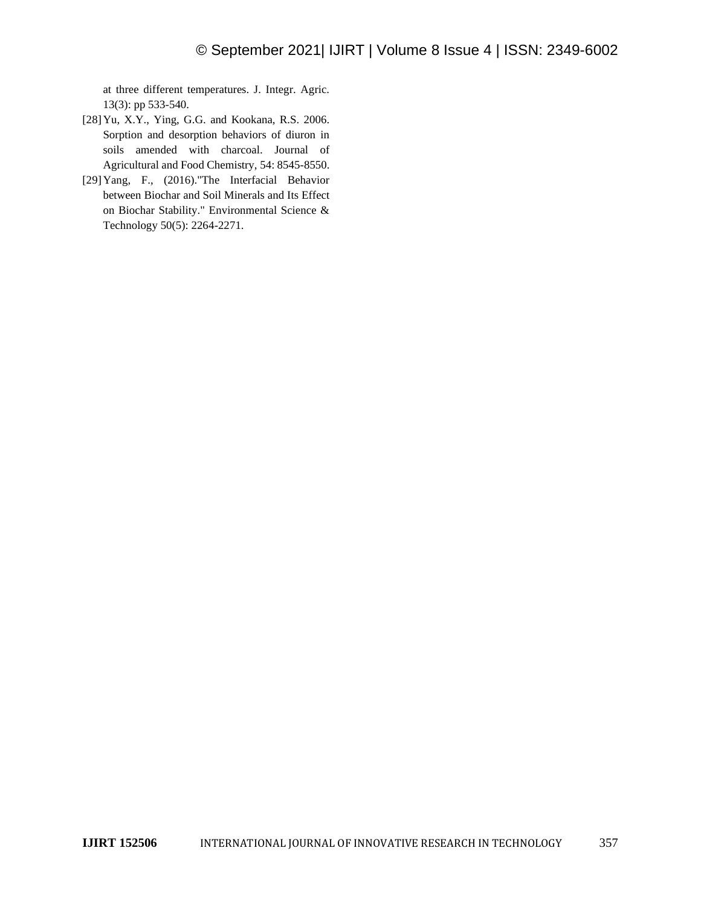at three different temperatures. J. Integr. Agric. 13(3): pp 533-540.

[28] Yu, X.Y., Ying, G.G. and Kookana, R.S. 2006. Sorption and desorption behaviors of diuron in soils amended with charcoal. Journal of Agricultural and Food Chemistry, 54: 8545-8550.

[29] Yang, F., (2016)."The Interfacial Behavior between Biochar and Soil Minerals and Its Effect on Biochar Stability." Environmental Science & Technology 50(5): 2264-2271.